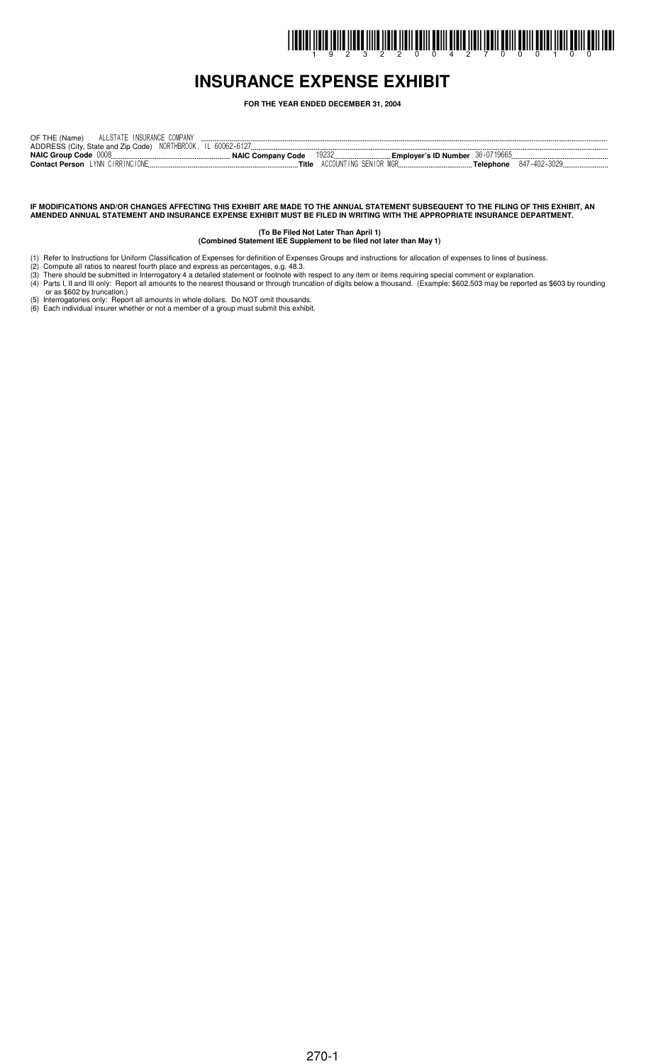# INSURANCE EXPENSE EXHIBIT

**FOR THE YEAR ENDED DECEMBER 31, 2004**

OF THE (Name) ALLSTATE INSURANCE COMPANY

ADDRESS (City, State and Zip Code) NORTHBROOK, IL 60062-6127

**NAIC Group Code** 0008 **NAIC Company Code** 19232 **Employer's ID Number** 36-0719665

**Contact Person** LYNN CIRRINCIONE **Title** ACCOUNTING SENIOR MGR **Telephone** 847-402-3029

**IF MODIFICATIONS AND/OR CHANGES AFFECTING THIS EXHIBIT ARE MADE TO THE ANNUAL STATEMENT SUBSEQUENT TO THE FILING OF THIS EXHIBIT, AN AMENDED ANNUAL STATEMENT AND INSURANCE EXPENSE EXHIBIT MUST BE FILED IN WRITING WITH THE APPROPRIATE INSURANCE DEPARTMENT.**

**(To Be Filed Not Later Than April 1)**
**(Combined Statement IEE Supplement to be filed not later than May 1)**

(1) Refer to Instructions for Uniform Classification of Expenses for definition of Expenses Groups and instructions for allocation of expenses to lines of business.
(2) Compute all ratios to nearest fourth place and express as percentages, e.g. 48.3.
(3) There should be submitted in Interrogatory 4 a detailed statement or footnote with respect to any item or items requiring special comment or explanation.
(4) Parts I, II and III only: Report all amounts to the nearest thousand or through truncation of digits below a thousand. (Example: $602,503 may be reported as $603 by rounding or as $602 by truncation.)
(5) Interrogatories only: Report all amounts in whole dollars. Do NOT omit thousands.
(6) Each individual insurer whether or not a member of a group must submit this exhibit.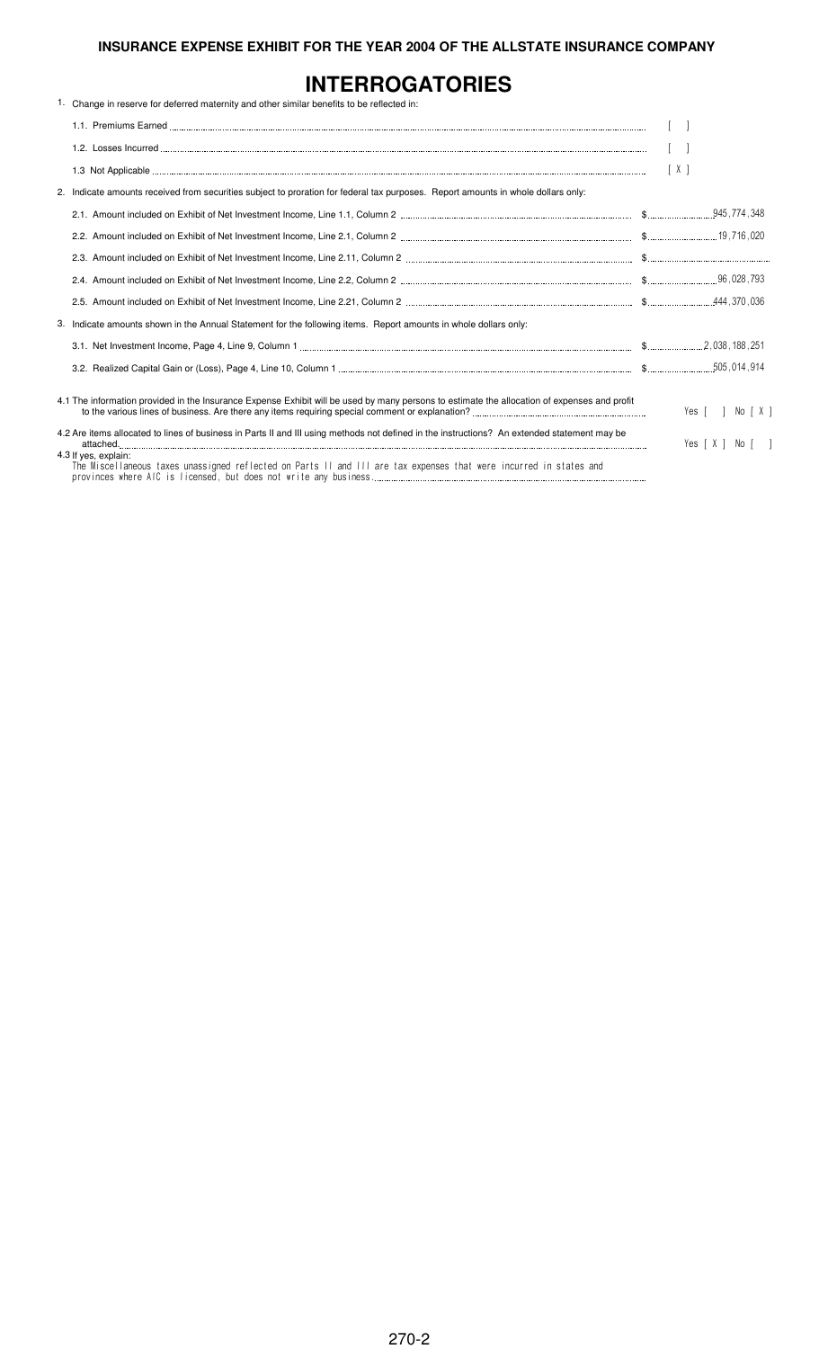**INSURANCE EXPENSE EXHIBIT FOR THE YEAR 2004 OF THE ALLSTATE INSURANCE COMPANY**

# INTERROGATORIES

1. Change in reserve for deferred maternity and other similar benefits to be reflected in:

   1.1. Premiums Earned [ ]

   1.2. Losses Incurred [ ]

   1.3 Not Applicable [ X ]

2. Indicate amounts received from securities subject to proration for federal tax purposes. Report amounts in whole dollars only:

   2.1. Amount included on Exhibit of Net Investment Income, Line 1.1, Column 2 $ 945,774,348

   2.2. Amount included on Exhibit of Net Investment Income, Line 2.1, Column 2 $ 19,716,020

   2.3. Amount included on Exhibit of Net Investment Income, Line 2.11, Column 2 $

   2.4. Amount included on Exhibit of Net Investment Income, Line 2.2, Column 2 $ 96,028,793

   2.5. Amount included on Exhibit of Net Investment Income, Line 2.21, Column 2 $ 444,370,036

3. Indicate amounts shown in the Annual Statement for the following items. Report amounts in whole dollars only:

   3.1. Net Investment Income, Page 4, Line 9, Column 1 $ 2,038,188,251

   3.2. Realized Capital Gain or (Loss), Page 4, Line 10, Column 1 $ 505,014,914

4.1 The information provided in the Insurance Expense Exhibit will be used by many persons to estimate the allocation of expenses and profit to the various lines of business. Are there any items requiring special comment or explanation? Yes [ ] No [ X ]

4.2 Are items allocated to lines of business in Parts II and III using methods not defined in the instructions? An extended statement may be attached. Yes [ X ] No [ ]

4.3 If yes, explain:
The Miscellaneous taxes unassigned reflected on Parts II and III are tax expenses that were incurred in states and provinces where AIC is licensed, but does not write any business.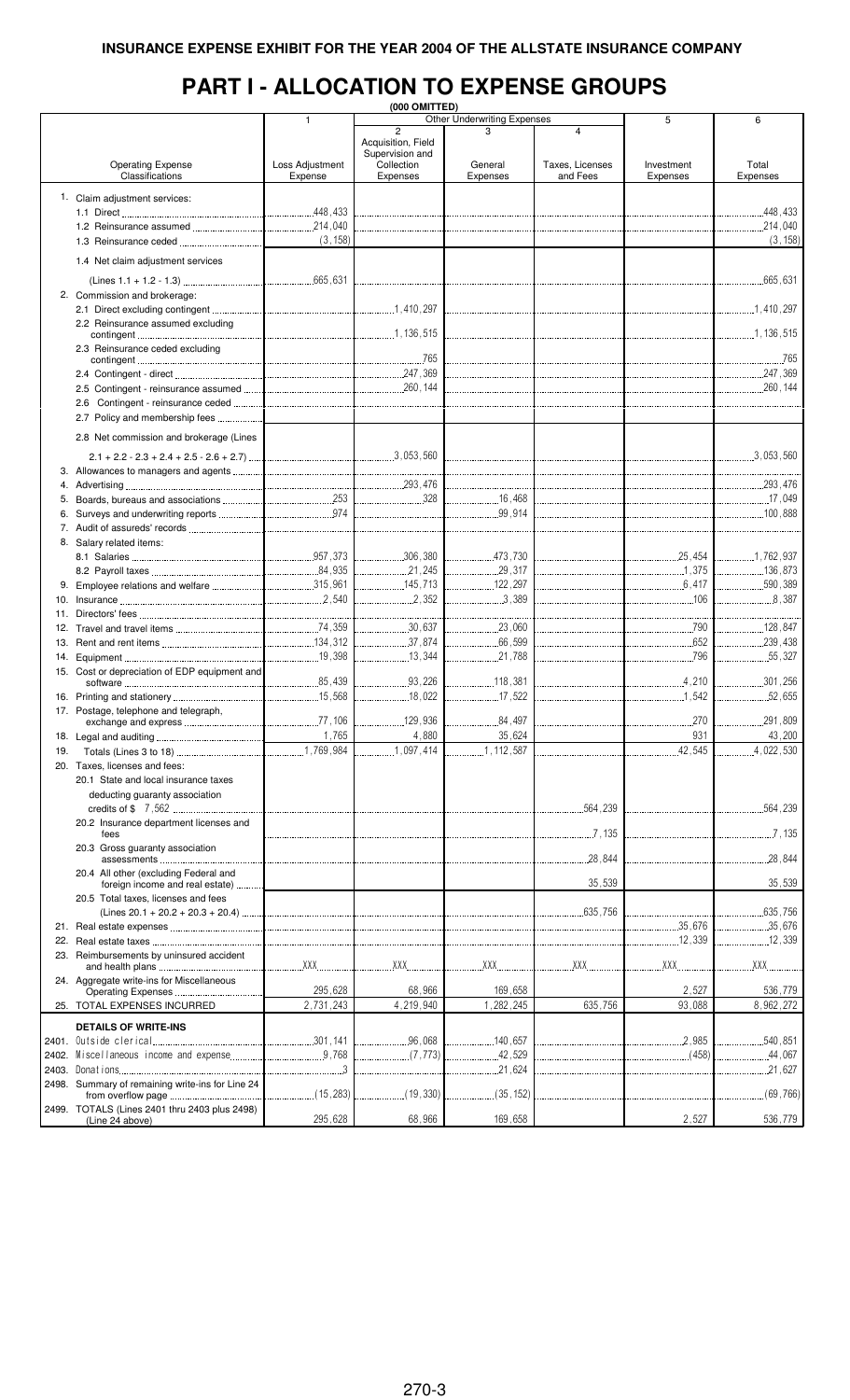**INSURANCE EXPENSE EXHIBIT FOR THE YEAR 2004 OF THE ALLSTATE INSURANCE COMPANY**

# PART I - ALLOCATION TO EXPENSE GROUPS

**(000 OMITTED)**

| Operating Expense Classifications | 1<br>Loss Adjustment Expense | Other Underwriting Expenses<br>2<br>Acquisition, Field Supervision and Collection Expenses | 3<br>General Expenses | 4<br>Taxes, Licenses and Fees | 5<br>Investment Expenses | 6<br>Total Expenses |
|---|---|---|---|---|---|---|
| 1. Claim adjustment services: | | | | | | |
| 1.1 Direct | 448,433 | | | | | 448,433 |
| 1.2 Reinsurance assumed | 214,040 | | | | | 214,040 |
| 1.3 Reinsurance ceded | (3,158) | | | | | (3,158) |
| 1.4 Net claim adjustment services (Lines 1.1 + 1.2 - 1.3) | 665,631 | | | | | 665,631 |
| 2. Commission and brokerage: | | | | | | |
| 2.1 Direct excluding contingent | | 1,410,297 | | | | 1,410,297 |
| 2.2 Reinsurance assumed excluding contingent | | 1,136,515 | | | | 1,136,515 |
| 2.3 Reinsurance ceded excluding contingent | | 765 | | | | 765 |
| 2.4 Contingent - direct | | 247,369 | | | | 247,369 |
| 2.5 Contingent - reinsurance assumed | | 260,144 | | | | 260,144 |
| 2.6 Contingent - reinsurance ceded | | | | | | |
| 2.7 Policy and membership fees | | | | | | |
| 2.8 Net commission and brokerage (Lines 2.1 + 2.2 - 2.3 + 2.4 + 2.5 - 2.6 + 2.7) | | 3,053,560 | | | | 3,053,560 |
| 3. Allowances to managers and agents | | | | | | |
| 4. Advertising | | 293,476 | | | | 293,476 |
| 5. Boards, bureaus and associations | 253 | 328 | 16,468 | | | 17,049 |
| 6. Surveys and underwriting reports | 974 | | 99,914 | | | 100,888 |
| 7. Audit of assureds' records | | | | | | |
| 8. Salary related items: | | | | | | |
| 8.1 Salaries | 957,373 | 306,380 | 473,730 | | 25,454 | 1,762,937 |
| 8.2 Payroll taxes | 84,935 | 21,245 | 29,317 | | 1,375 | 136,873 |
| 9. Employee relations and welfare | 315,961 | 145,713 | 122,297 | | 6,417 | 590,389 |
| 10. Insurance | 2,540 | 2,352 | 3,389 | | 106 | 8,387 |
| 11. Directors' fees | | | | | | |
| 12. Travel and travel items | 74,359 | 30,637 | 23,060 | | 790 | 128,847 |
| 13. Rent and rent items | 134,312 | 37,874 | 66,599 | | 652 | 239,438 |
| 14. Equipment | 19,398 | 13,344 | 21,788 | | 796 | 55,327 |
| 15. Cost or depreciation of EDP equipment and software | 85,439 | 93,226 | 118,381 | | 4,210 | 301,256 |
| 16. Printing and stationery | 15,568 | 18,022 | 17,522 | | 1,542 | 52,655 |
| 17. Postage, telephone and telegraph, exchange and express | 77,106 | 129,936 | 84,497 | | 270 | 291,809 |
| 18. Legal and auditing | 1,765 | 4,880 | 35,624 | | 931 | 43,200 |
| 19. Totals (Lines 3 to 18) | 1,769,984 | 1,097,414 | 1,112,587 | | 42,545 | 4,022,530 |
| 20. Taxes, licenses and fees: | | | | | | |
| 20.1 State and local insurance taxes deducting guaranty association credits of $ 7,562 | | | | 564,239 | | 564,239 |
| 20.2 Insurance department licenses and fees | | | | 7,135 | | 7,135 |
| 20.3 Gross guaranty association assessments | | | | 28,844 | | 28,844 |
| 20.4 All other (excluding Federal and foreign income and real estate) | | | | 35,539 | | 35,539 |
| 20.5 Total taxes, licenses and fees (Lines 20.1 + 20.2 + 20.3 + 20.4) | | | | 635,756 | | 635,756 |
| 21. Real estate expenses | | | | | 35,676 | 35,676 |
| 22. Real estate taxes | | | | | 12,339 | 12,339 |
| 23. Reimbursements by uninsured accident and health plans | XXX | XXX | XXX | XXX | XXX | XXX |
| 24. Aggregate write-ins for Miscellaneous Operating Expenses | 295,628 | 68,966 | 169,658 | | 2,527 | 536,779 |
| 25. TOTAL EXPENSES INCURRED | 2,731,243 | 4,219,940 | 1,282,245 | 635,756 | 93,088 | 8,962,272 |
| **DETAILS OF WRITE-INS** | | | | | | |
| 2401. Outside clerical | 301,141 | 96,068 | 140,657 | | 2,985 | 540,851 |
| 2402. Miscellaneous income and expense | 9,768 | (7,773) | 42,529 | | (458) | 44,067 |
| 2403. Donations | 3 | | 21,624 | | | 21,627 |
| 2498. Summary of remaining write-ins for Line 24 from overflow page | (15,283) | (19,330) | (35,152) | | | (69,766) |
| 2499. TOTALS (Lines 2401 thru 2403 plus 2498) (Line 24 above) | 295,628 | 68,966 | 169,658 | | 2,527 | 536,779 |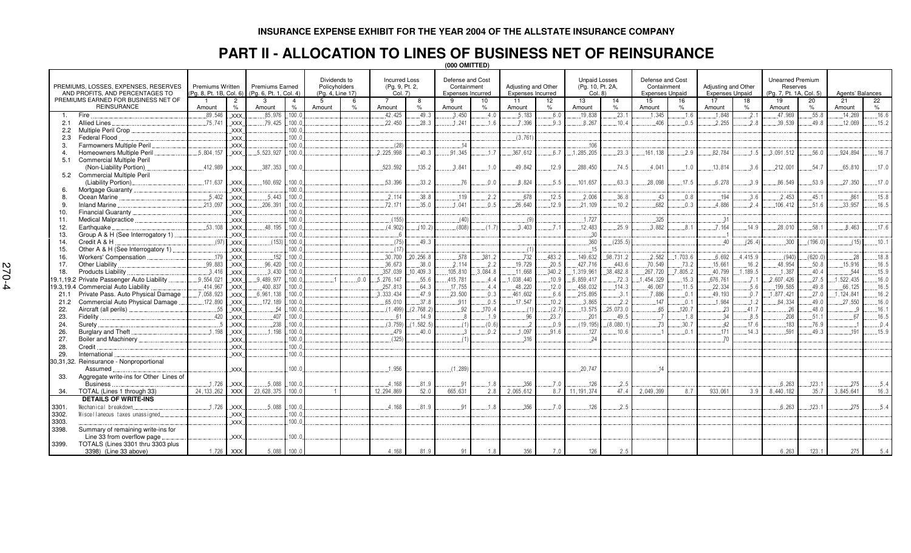# INSURANCE EXPENSE EXHIBIT FOR THE YEAR 2004 OF THE ALLSTATE INSURANCE COMPANY

## PART II - ALLOCATION TO LINES OF BUSINESS NET OF REINSURANCE

**(000 OMITTED)**

| PREMIUMS, LOSSES, EXPENSES, RESERVES AND PROFITS, AND PERCENTAGES TO PREMIUMS EARNED FOR BUSINESS NET OF REINSURANCE | Premiums Written (Pg. 8, Pt. 1B, Col. 6) | | Premiums Earned (Pg. 6, Pt. 1, Col. 4) | | Dividends to Policyholders (Pg. 4, Line 17) | | Incurred Loss (Pg. 9, Pt. 2, Col. 7) | | Defense and Cost Containment Expenses Incurred | | Adjusting and Other Expenses Incurred | | Unpaid Losses (Pg. 10, Pt. 2A, Col. 8) | | Defense and Cost Containment Expenses Unpaid | | Adjusting and Other Expenses Unpaid | | Unearned Premium Reserves (Pg. 7, Pt. 1A, Col. 5) | | Agents' Balances | |
|---|---|---|---|---|---|---|---|---|---|---|---|---|---|---|---|---|---|---|---|---|---|---|
| | 1 Amount | 2 % | 3 Amount | 4 % | 5 Amount | 6 % | 7 Amount | 8 % | 9 Amount | 10 % | 11 Amount | 12 % | 13 Amount | 14 % | 15 Amount | 16 % | 17 Amount | 18 % | 19 Amount | 20 % | 21 Amount | 22 % |
| 1. Fire | 89,546 | XXX | 85,976 | 100.0 | | | 42,425 | 49.3 | 3,450 | 4.0 | 5,183 | 6.0 | 19,838 | 23.1 | 1,345 | 1.6 | 1,848 | 2.1 | 47,969 | 55.8 | 14,269 | 16.6 |
| 2.1 Allied Lines | 75,741 | XXX | 79,425 | 100.0 | | | 22,450 | 28.3 | 1,241 | 1.6 | 7,396 | 9.3 | 8,267 | 10.4 | 406 | 0.5 | 2,255 | 2.8 | 39,539 | 49.8 | 12,069 | 15.2 |
| 2.2 Multiple Peril Crop | | XXX | | 100.0 | | | | | | | | | | | | | | | | | | |
| 2.3 Federal Flood | | XXX | | 100.0 | | | | | | | (3,761) | | | | | | | | | | | |
| 3. Farmowners Multiple Peril | | XXX | | 100.0 | | | (28) | | 14 | | | | 106 | | | | | | | | | |
| 4. Homeowners Multiple Peril | 5,804,157 | XXX | 5,523,927 | 100.0 | | | 2,225,998 | 40.3 | 91,345 | 1.7 | 367,612 | 6.7 | 1,285,205 | 23.3 | 161,138 | 2.9 | 82,784 | 1.5 | 3,091,512 | 56.0 | 924,894 | 16.7 |
| 5.1 Commercial Multiple Peril (Non-Liability Portion) | 412,989 | XXX | 387,353 | 100.0 | | | 523,592 | 135.2 | 3,841 | 1.0 | 49,842 | 12.9 | 288,450 | 74.5 | 4,041 | 1.0 | 13,814 | 3.6 | 212,001 | 54.7 | 65,810 | 17.0 |
| 5.2 Commercial Multiple Peril (Liability Portion) | 171,637 | XXX | 160,692 | 100.0 | | | 53,396 | 33.2 | 76 | 0.0 | 8,824 | 5.5 | 101,657 | 63.3 | 28,098 | 17.5 | 6,278 | 3.9 | 86,549 | 53.9 | 27,350 | 17.0 |
| 6. Mortgage Guaranty | | XXX | | 100.0 | | | | | | | | | | | | | | | | | | |
| 8. Ocean Marine | 5,402 | XXX | 5,443 | 100.0 | | | 2,114 | 38.8 | 119 | 2.2 | 678 | 12.5 | 2,006 | 36.8 | 43 | 0.8 | 194 | 3.6 | 2,453 | 45.1 | 861 | 15.8 |
| 9. Inland Marine | 213,097 | XXX | 206,391 | 100.0 | | | 72,171 | 35.0 | 1,041 | 0.5 | 26,640 | 12.9 | 21,109 | 10.2 | 682 | 0.3 | 4,886 | 2.4 | 106,412 | 51.6 | 33,957 | 16.5 |
| 10. Financial Guaranty | | XXX | | 100.0 | | | | | | | | | | | | | | | | | | |
| 11. Medical Malpractice | | XXX | | 100.0 | | | (155) | | (40) | | (9) | | 1,727 | | 325 | | 31 | | | | | |
| 12. Earthquake | 53,108 | XXX | 48,195 | 100.0 | | | (4,902) | (10.2) | (808) | (1.7) | 3,403 | 7.1 | 12,483 | 25.9 | 3,882 | 8.1 | 7,164 | 14.9 | 28,010 | 58.1 | 8,463 | 17.6 |
| 13. Group A & H (See Interrogatory 1) | | XXX | | 100.0 | | | 6 | | | | | | 30 | | | | 1 | | | | | |
| 14. Credit A & H | (97) | XXX | (153) | 100.0 | | | (75) | 49.3 | | | | | 360 | (235.5) | | | 40 | (26.4) | 300 | (196.0) | (15) | 10.1 |
| 15. Other A & H (See Interrogatory 1) | | XXX | | 100.0 | | | (17) | | | | (1) | | 15 | | | | | | | | | |
| 16. Workers' Compensation | 179 | XXX | 152 | 100.0 | | | 30,700 | 20,256.8 | 578 | 381.2 | 732 | 483.2 | 149,632 | 98,731.2 | 2,582 | 1,703.6 | 6,692 | 4,415.9 | (940) | (620.0) | 28 | 18.8 |
| 17. Other Liability | 99,883 | XXX | 96,420 | 100.0 | | | 36,673 | 38.0 | 2,114 | 2.2 | 19,729 | 20.5 | 427,716 | 443.6 | 70,549 | 73.2 | 15,661 | 16.2 | 48,954 | 50.8 | 15,916 | 16.5 |
| 18. Products Liability | 3,416 | XXX | 3,430 | 100.0 | | | 357,039 | 10,409.3 | 105,810 | 3,084.8 | 11,668 | 340.2 | 1,319,961 | 38,482.8 | 267,720 | 7,805.2 | 40,799 | 1,189.5 | 1,387 | 40.4 | 544 | 15.9 |
| 19.1,19.2 Private Passenger Auto Liability | 9,554,021 | XXX | 9,489,977 | 100.0 | 1 | 0.0 | 5,276,147 | 55.6 | 415,781 | 4.4 | 1,038,440 | 10.9 | 6,859,417 | 72.3 | 1,454,329 | 15.3 | 676,781 | 7.1 | 2,607,426 | 27.5 | 1,522,435 | 16.0 |
| 19.3,19.4 Commercial Auto Liability | 414,967 | XXX | 400,837 | 100.0 | | | 257,813 | 64.3 | 17,755 | 4.4 | 48,220 | 12.0 | 458,032 | 114.3 | 46,067 | 11.5 | 22,334 | 5.6 | 199,585 | 49.8 | 66,125 | 16.5 |
| 21.1 Private Pass. Auto Physical Damage | 7,058,923 | XXX | 6,961,138 | 100.0 | | | 3,333,434 | 47.9 | 23,500 | 0.3 | 461,602 | 6.6 | 215,895 | 3.1 | 7,886 | 0.1 | 49,193 | 0.7 | 1,877,421 | 27.0 | 1,124,841 | 16.2 |
| 21.2 Commercial Auto Physical Damage | 172,890 | XXX | 172,189 | 100.0 | | | 65,010 | 37.8 | 911 | 0.5 | 17,547 | 10.2 | 3,865 | 2.2 | 147 | 0.1 | 1,984 | 1.2 | 84,334 | 49.0 | 27,550 | 16.0 |
| 22. Aircraft (all perils) | 55 | XXX | 54 | 100.0 | | | (1,499) | (2,768.2) | 92 | 170.4 | (1) | (2.7) | 13,575 | 25,073.0 | 65 | 120.7 | 23 | 41.7 | 26 | 48.0 | 9 | 16.1 |
| 23. Fidelity | 420 | XXX | 407 | 100.0 | | | 61 | 14.9 | 8 | 1.9 | 96 | 23.7 | 201 | 49.5 | 7 | 1.8 | 34 | 8.5 | 208 | 51.1 | 67 | 16.5 |
| 24. Surety | 5 | XXX | 238 | 100.0 | | | (3,759) | (1,582.5) | (1) | (0.6) | 2 | 0.9 | (19,195) | (8,080.1) | 73 | 30.7 | 42 | 17.6 | 183 | 76.9 | 1 | 0.4 |
| 26. Burglary and Theft | 1,198 | XXX | 1,198 | 100.0 | | | 479 | 40.0 | 3 | 0.2 | 1,097 | 91.6 | 127 | 10.6 | 1 | 0.1 | 171 | 14.3 | 591 | 49.3 | 191 | 15.9 |
| 27. Boiler and Machinery | | XXX | | 100.0 | | | (325) | | (1) | | 316 | | 24 | | | | 70 | | | | | |
| 28. Credit | | XXX | | 100.0 | | | | | | | | | | | | | | | | | | |
| 29. International | | XXX | | 100.0 | | | | | | | | | | | | | | | | | | |
| 30,31,32. Reinsurance - Nonproportional Assumed | | XXX | | 100.0 | | | 1,956 | | (1,289) | | | | 20,747 | | 14 | | | | | | | |
| 33. Aggregate write-ins for Other Lines of Business | 1,726 | XXX | 5,088 | 100.0 | | | 4,168 | 81.9 | 91 | 1.8 | 356 | 7.0 | 126 | 2.5 | | | | | 6,263 | 123.1 | 275 | 5.4 |
| 34. TOTAL (Lines 1 through 33) | 24,133,262 | XXX | 23,628,375 | 100.0 | 1 | | 12,294,869 | 52.0 | 665,631 | 2.8 | 2,065,612 | 8.7 | 11,191,374 | 47.4 | 2,049,399 | 8.7 | 933,061 | 3.9 | 8,440,182 | 35.7 | 3,845,641 | 16.3 |
| **DETAILS OF WRITE-INS** | | | | | | | | | | | | | | | | | | | | | | |
| 3301. Mechanical breakdown | 1,726 | XXX | 5,088 | 100.0 | | | 4,168 | 81.9 | 91 | 1.8 | 356 | 7.0 | 126 | 2.5 | | | | | 6,263 | 123.1 | 275 | 5.4 |
| 3302. Miscellaneous taxes unassigned | | XXX | | 100.0 | | | | | | | | | | | | | | | | | | |
| 3303. | | XXX | | 100.0 | | | | | | | | | | | | | | | | | | |
| 3398. Summary of remaining write-ins for Line 33 from overflow page | | XXX | | 100.0 | | | | | | | | | | | | | | | | | | |
| 3399. TOTALS (Lines 3301 thru 3303 plus 3398) (Line 33 above) | 1,726 | XXX | 5,088 | 100.0 | | | 4,168 | 81.9 | 91 | 1.8 | 356 | 7.0 | 126 | 2.5 | | | | | 6,263 | 123.1 | 275 | 5.4 |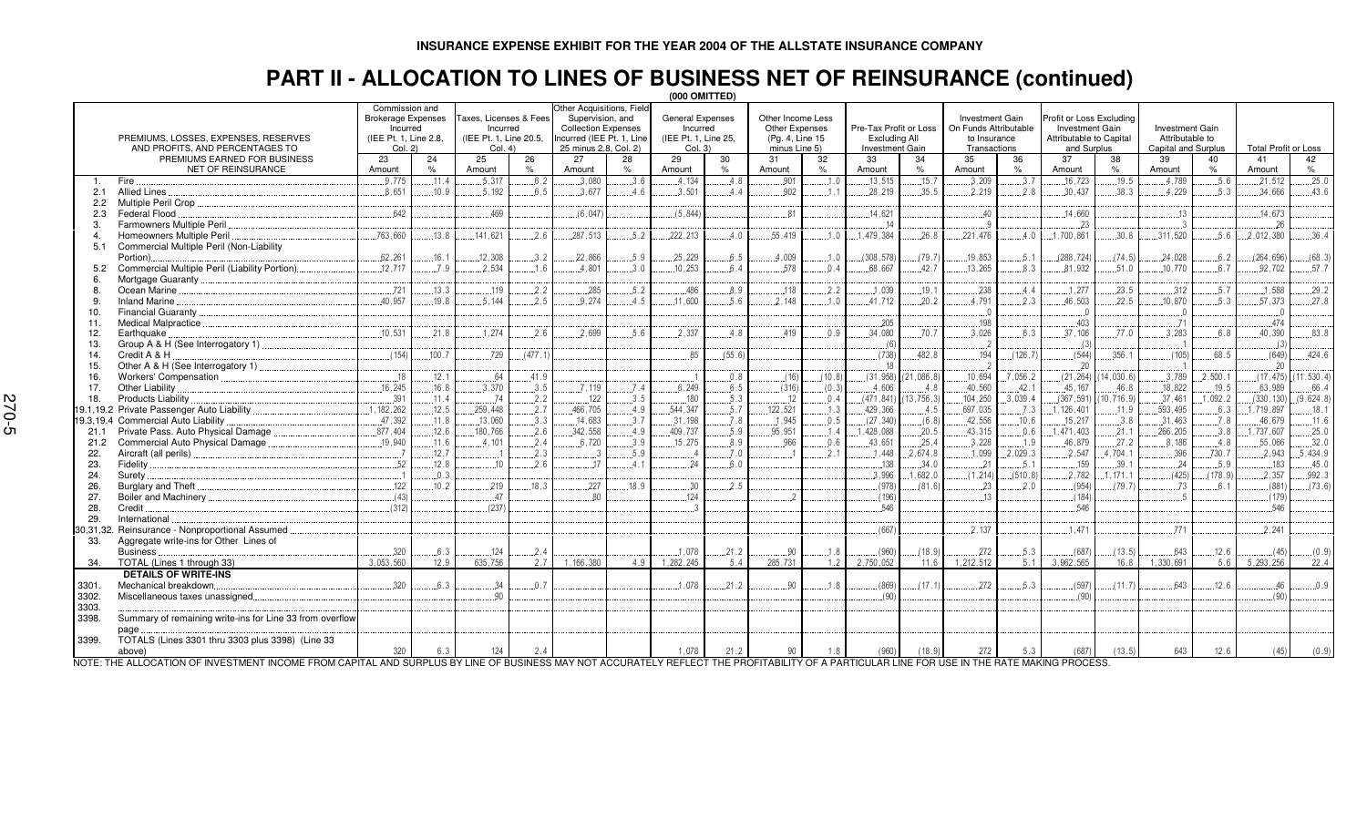INSURANCE EXPENSE EXHIBIT FOR THE YEAR 2004 OF THE ALLSTATE INSURANCE COMPANY

# PART II - ALLOCATION TO LINES OF BUSINESS NET OF REINSURANCE (continued)

(000 OMITTED)

| | PREMIUMS, LOSSES, EXPENSES, RESERVES AND PROFITS, AND PERCENTAGES TO PREMIUMS EARNED FOR BUSINESS NET OF REINSURANCE | Commission and Brokerage Expenses Incurred (IEE Pt. 1, Line 2.8, Col. 2) | | Taxes, Licenses & Fees Incurred (IEE Pt. 1, Line 20.5, Col. 4) | | Other Acquisitions, Field Supervision, and Collection Expenses Incurred (IEE Pt. 1, Line 25 minus 2.8, Col. 2) | | General Expenses Incurred (IEE Pt. 1, Line 25, Col. 3) | | Other Income Less Other Expenses (Pg. 4, Line 15 minus Line 5) | | Pre-Tax Profit or Loss Excluding All Investment Gain | | Investment Gain On Funds Attributable to Insurance Transactions | | Profit or Loss Excluding Investment Gain Attributable to Capital and Surplus | | Investment Gain Attributable to Capital and Surplus | | Total Profit or Loss | |
|---|---|---|---|---|---|---|---|---|---|---|---|---|---|---|---|---|---|---|---|---|---|
| | | 23 Amount | 24 % | 25 Amount | 26 % | 27 Amount | 28 % | 29 Amount | 30 % | 31 Amount | 32 % | 33 Amount | 34 % | 35 Amount | 36 % | 37 Amount | 38 % | 39 Amount | 40 % | 41 Amount | 42 % |
| 1. | Fire | 9,775 | 11.4 | 5,317 | 6.2 | 3,080 | 3.6 | 4,134 | 4.8 | 901 | 1.0 | 13,515 | 15.7 | 3,209 | 3.7 | 16,723 | 19.5 | 4,789 | 5.6 | 21,512 | 25.0 |
| 2.1 | Allied Lines | 8,651 | 10.9 | 5,192 | 6.5 | 3,677 | 4.6 | 3,501 | 4.4 | 902 | 1.1 | 28,219 | 35.5 | 2,219 | 2.8 | 30,437 | 38.3 | 4,229 | 5.3 | 34,666 | 43.6 |
| 2.2 | Multiple Peril Crop | | | | | | | | | | | | | | | | | | | | |
| 2.3 | Federal Flood | 642 | | 469 | | (6,047) | | (5,844) | | 81 | | 14,621 | | 40 | | 14,660 | | 13 | | 14,673 | |
| 3. | Farmowners Multiple Peril | | | | | | | | | | | 14 | | 9 | | 23 | | 3 | | 26 | |
| 4. | Homeowners Multiple Peril | 763,660 | 13.8 | 141,621 | 2.6 | 287,513 | 5.2 | 222,213 | 4.0 | 55,419 | 1.0 | 1,479,384 | 26.8 | 221,476 | 4.0 | 1,700,861 | 30.8 | 311,520 | 5.6 | 2,012,380 | 36.4 |
| 5.1 | Commercial Multiple Peril (Non-Liability Portion) | 62,261 | 16.1 | 12,308 | 3.2 | 22,866 | 5.9 | 25,229 | 6.5 | 4,009 | 1.0 | (308,578) | (79.7) | 19,853 | 5.1 | (288,724) | (74.5) | 24,028 | 6.2 | (264,696) | (68.3) |
| 5.2 | Commercial Multiple Peril (Liability Portion) | 12,717 | 7.9 | 2,534 | 1.6 | 4,801 | 3.0 | 10,253 | 6.4 | 578 | 0.4 | 68,667 | 42.7 | 13,265 | 8.3 | 81,932 | 51.0 | 10,770 | 6.7 | 92,702 | 57.7 |
| 6. | Mortgage Guaranty | | | | | | | | | | | | | | | | | | | | |
| 8. | Ocean Marine | 721 | 13.3 | 119 | 2.2 | 285 | 5.2 | 486 | 8.9 | 118 | 2.2 | 1,039 | 19.1 | 238 | 4.4 | 1,277 | 23.5 | 312 | 5.7 | 1,588 | 29.2 |
| 9. | Inland Marine | 40,957 | 19.8 | 5,144 | 2.5 | 9,274 | 4.5 | 11,600 | 5.6 | 2,148 | 1.0 | 41,712 | 20.2 | 4,791 | 2.3 | 46,503 | 22.5 | 10,870 | 5.3 | 57,373 | 27.8 |
| 10. | Financial Guaranty | | | | | | | | | | | | | 0 | | 0 | | 0 | | 0 | |
| 11. | Medical Malpractice | | | | | | | | | | | 205 | | 198 | | 403 | | 71 | | 474 | |
| 12. | Earthquake | 10,531 | 21.8 | 1,274 | 2.6 | 2,699 | 5.6 | 2,337 | 4.8 | 419 | 0.9 | 34,080 | 70.7 | 3,026 | 6.3 | 37,106 | 77.0 | 3,283 | 6.8 | 40,390 | 83.8 |
| 13. | Group A & H (See Interrogatory 1) | | | | | | | | | | | (6) | | 2 | | (3) | | 1 | | (3) | |
| 14. | Credit A & H | (154) | 100.7 | 729 | (477.1) | | | 85 | (55.6) | | | (738) | 482.8 | 194 | (126.7) | (544) | 356.1 | (105) | 68.5 | (649) | 424.6 |
| 15. | Other A & H (See Interrogatory 1) | | | | | | | | | | | 18 | | 2 | | 20 | | 1 | | 20 | |
| 16. | Workers' Compensation | 18 | 12.1 | 64 | 41.9 | | | 1 | 0.8 | (16) | (10.8) | (31,958) | (21,086.8) | 10,694 | 7,056.2 | (21,264) | (14,030.6) | 3,789 | 2,500.1 | (17,475) | (11,530.4) |
| 17. | Other Liability | 16,245 | 16.8 | 3,370 | 3.5 | 7,119 | 7.4 | 6,249 | 6.5 | (316) | (0.3) | 4,606 | 4.8 | 40,560 | 42.1 | 45,167 | 46.8 | 18,822 | 19.5 | 63,989 | 66.4 |
| 18. | Products Liability | 391 | 11.4 | 74 | 2.2 | 122 | 3.5 | 180 | 5.3 | 12 | 0.4 | (471,841) | (13,756.3) | 104,250 | 3,039.4 | (367,591) | (10,716.9) | 37,461 | 1,092.2 | (330,130) | (9,624.8) |
| 19.1,19.2 | Private Passenger Auto Liability | 1,182,262 | 12.5 | 259,448 | 2.7 | 466,705 | 4.9 | 544,347 | 5.7 | 122,521 | 1.3 | 429,366 | 4.5 | 697,035 | 7.3 | 1,126,401 | 11.9 | 593,495 | 6.3 | 1,719,897 | 18.1 |
| 19.3,19.4 | Commercial Auto Liability | 47,392 | 11.8 | 13,060 | 3.3 | 14,683 | 3.7 | 31,198 | 7.8 | 1,945 | 0.5 | (27,340) | (6.8) | 42,556 | 10.6 | 15,217 | 3.8 | 31,463 | 7.8 | 46,679 | 11.6 |
| 21.1 | Private Pass. Auto Physical Damage | 877,404 | 12.6 | 180,766 | 2.6 | 342,558 | 4.9 | 409,737 | 5.9 | 95,951 | 1.4 | 1,428,088 | 20.5 | 43,315 | 0.6 | 1,471,403 | 21.1 | 266,205 | 3.8 | 1,737,607 | 25.0 |
| 21.2 | Commercial Auto Physical Damage | 19,940 | 11.6 | 4,101 | 2.4 | 6,720 | 3.9 | 15,275 | 8.9 | 966 | 0.6 | 43,651 | 25.4 | 3,228 | 1.9 | 46,879 | 27.2 | 8,186 | 4.8 | 55,066 | 32.0 |
| 22. | Aircraft (all perils) | 7 | 12.7 | 1 | 2.3 | 3 | 5.9 | 4 | 7.0 | 1 | 2.1 | 1,448 | 2,674.8 | 1,099 | 2,029.3 | 2,547 | 4,704.1 | 396 | 730.7 | 2,943 | 5,434.9 |
| 23. | Fidelity | 52 | 12.8 | 10 | 2.6 | 17 | 4.1 | 24 | 6.0 | | | 138 | 34.0 | 21 | 5.1 | 159 | 39.1 | 24 | 5.9 | 183 | 45.0 |
| 24. | Surety | 1 | 0.3 | | | | | | | | | 3,996 | 1,682.0 | (1,214) | (510.8) | 2,782 | 1,171.1 | (425) | (178.9) | 2,357 | 992.3 |
| 26. | Burglary and Theft | 122 | 10.2 | 219 | 18.3 | 227 | 18.9 | 30 | 2.5 | | | (978) | (81.6) | 23 | 2.0 | (954) | (79.7) | 73 | 6.1 | (881) | (73.6) |
| 27. | Boiler and Machinery | (43) | | 47 | | 80 | | 124 | | 2 | | (196) | | 13 | | (184) | | 5 | | (179) | |
| 28. | Credit | (312) | | (237) | | | | 3 | | | | 546 | | | | 546 | | | | 546 | |
| 29. | International | | | | | | | | | | | | | | | | | | | | |
| 30,31,32. | Reinsurance - Nonproportional Assumed | | | | | | | | | | | (667) | | 2,137 | | 1,471 | | 771 | | 2,241 | |
| 33. | Aggregate write-ins for Other Lines of Business | 320 | 6.3 | 124 | 2.4 | | | 1,078 | 21.2 | 90 | 1.8 | (960) | (18.9) | 272 | 5.3 | (687) | (13.5) | 643 | 12.6 | (45) | (0.9) |
| 34. | TOTAL (Lines 1 through 33) | 3,053,560 | 12.9 | 635,756 | 2.7 | 1,166,380 | 4.9 | 1,282,245 | 5.4 | 285,731 | 1.2 | 2,750,052 | 11.6 | 1,212,512 | 5.1 | 3,962,565 | 16.8 | 1,330,691 | 5.6 | 5,293,256 | 22.4 |
| | **DETAILS OF WRITE-INS** | | | | | | | | | | | | | | | | | | | | |
| 3301. | Mechanical breakdown | 320 | 6.3 | 34 | 0.7 | | | 1,078 | 21.2 | 90 | 1.8 | (869) | (17.1) | 272 | 5.3 | (597) | (11.7) | 643 | 12.6 | 46 | 0.9 |
| 3302. | Miscellaneous taxes unassigned | | | 90 | | | | | | | | (90) | | | | (90) | | | | (90) | |
| 3303. | | | | | | | | | | | | | | | | | | | | | |
| 3398. | Summary of remaining write-ins for Line 33 from overflow page | | | | | | | | | | | | | | | | | | | | |
| 3399. | TOTALS (Lines 3301 thru 3303 plus 3398) (Line 33 above) | 320 | 6.3 | 124 | 2.4 | | | 1,078 | 21.2 | 90 | 1.8 | (960) | (18.9) | 272 | 5.3 | (687) | (13.5) | 643 | 12.6 | (45) | (0.9) |

NOTE: THE ALLOCATION OF INVESTMENT INCOME FROM CAPITAL AND SURPLUS BY LINE OF BUSINESS MAY NOT ACCURATELY REFLECT THE PROFITABILITY OF A PARTICULAR LINE FOR USE IN THE RATE MAKING PROCESS.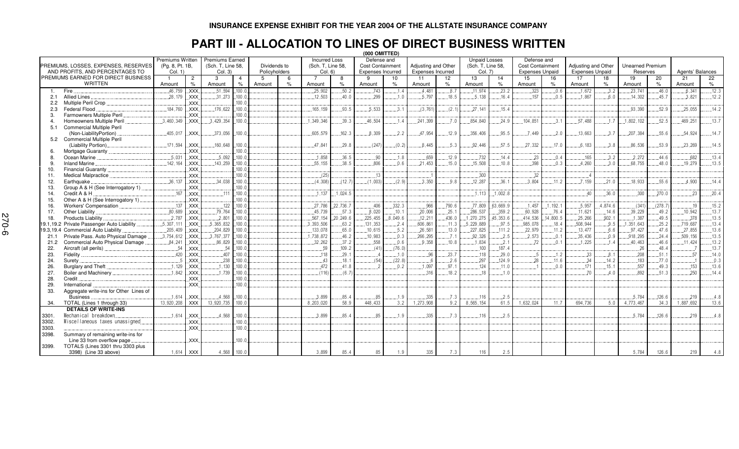# INSURANCE EXPENSE EXHIBIT FOR THE YEAR 2004 OF THE ALLSTATE INSURANCE COMPANY

## PART III - ALLOCATION TO LINES OF DIRECT BUSINESS WRITTEN

(000 OMITTED)

| PREMIUMS, LOSSES, EXPENSES, RESERVES AND PROFITS, AND PERCENTAGES TO PREMIUMS EARNED FOR DIRECT BUSINESS WRITTEN | Premiums Written (Pg. 8, Pt. 1B, Col. 1) | | Premiums Earned (Sch. T, Line 58, Col. 3) | | Dividends to Policyholders | | Incurred Loss (Sch. T, Line 58, Col. 6) | | Defense and Cost Containment Expenses Incurred | | Adjusting and Other Expenses Incurred | | Unpaid Losses (Sch. T, Line 58, Col. 7) | | Defense and Cost Containment Expenses Unpaid | | Adjusting and Other Expenses Unpaid | | Unearned Premium Reserves | | Agents' Balances | |
|---|---|---|---|---|---|---|---|---|---|---|---|---|---|---|---|---|---|---|---|---|---|---|
| | 1 Amount | 2 % | 3 Amount | 4 % | 5 Amount | 6 % | 7 Amount | 8 % | 9 Amount | 10 % | 11 Amount | 12 % | 13 Amount | 14 % | 15 Amount | 16 % | 17 Amount | 18 % | 19 Amount | 20 % | 21 Amount | 22 % |
| 1. Fire | 46,759 | XXX | 51,594 | 100.0 | | | 25,902 | 50.2 | 743 | 1.4 | 4,481 | 8.7 | 11,974 | 23.2 | 323 | 0.6 | 1,672 | 3.2 | 23,741 | 46.0 | 6,341 | 12.3 |
| 2.1 Allied Lines | 28,179 | XXX | 31,273 | 100.0 | | | 12,503 | 40.0 | 299 | 1.0 | 5,797 | 18.5 | 5,138 | 16.4 | 157 | 0.5 | 1,867 | 6.0 | 14,302 | 45.7 | 3,821 | 12.2 |
| 2.2 Multiple Peril Crop | | XXX | | 100.0 | | | | | | | | | | | | | | | | | | |
| 2.3 Federal Flood | 184,760 | XXX | 176,622 | 100.0 | | | 165,159 | 93.5 | 5,533 | 3.1 | (3,761) | (2.1) | 27,141 | 15.4 | | | | | 93,390 | 52.9 | 25,055 | 14.2 |
| 3. Farmowners Multiple Peril | | XXX | | 100.0 | | | | | | | | | | | | | | | | | | |
| 4. Homeowners Multiple Peril | 3,460,349 | XXX | 3,429,354 | 100.0 | | | 1,349,346 | 39.3 | 46,504 | 1.4 | 241,399 | 7.0 | 854,840 | 24.9 | 104,851 | 3.1 | 57,488 | 1.7 | 1,802,102 | 52.5 | 469,251 | 13.7 |
| 5.1 Commercial Multiple Peril (Non-Liability Portion) | 405,017 | XXX | 373,056 | 100.0 | | | 605,579 | 162.3 | 8,309 | 2.2 | 47,954 | 12.9 | 356,406 | 95.5 | 7,449 | 2.0 | 13,663 | 3.7 | 207,384 | 55.6 | 54,924 | 14.7 |
| 5.2 Commercial Multiple Peril (Liability Portion) | 171,594 | XXX | 160,648 | 100.0 | | | 47,841 | 29.8 | (247) | (0.2) | 8,445 | 5.3 | 92,446 | 57.5 | 27,332 | 17.0 | 6,183 | 3.8 | 86,536 | 53.9 | 23,269 | 14.5 |
| 6. Mortgage Guaranty | | XXX | | 100.0 | | | | | | | | | | | | | | | | | | |
| 8. Ocean Marine | 5,031 | XXX | 5,092 | 100.0 | | | 1,858 | 36.5 | 90 | 1.8 | 659 | 12.9 | 732 | 14.4 | 23 | 0.4 | 165 | 3.2 | 2,272 | 44.6 | 682 | 13.4 |
| 9. Inland Marine | 142,164 | XXX | 143,259 | 100.0 | | | 55,155 | 38.5 | 806 | 0.6 | 21,453 | 15.0 | 15,508 | 10.8 | 398 | 0.3 | 4,260 | 3.0 | 68,755 | 48.0 | 19,279 | 13.5 |
| 10. Financial Guaranty | | XXX | | 100.0 | | | | | | | | | | | | | | | | | | |
| 11. Medical Malpractice | | XXX | | 100.0 | | | (25) | | 13 | | 1 | | 300 | | 32 | | 4 | | | | | |
| 12. Earthquake | 36,137 | XXX | 34,038 | 100.0 | | | (4,308) | (12.7) | (1,003) | (2.9) | 3,350 | 9.8 | 12,287 | 36.1 | 3,804 | 11.2 | 7,159 | 21.0 | 18,933 | 55.6 | 4,900 | 14.4 |
| 13. Group A & H (See Interrogatory 1) | | XXX | | 100.0 | | | | | | | | | | | | | | | | | | |
| 14. Credit A & H | 167 | XXX | 111 | 100.0 | | | 1,137 | 1,024.5 | | | | | 1,113 | 1,002.8 | | | 40 | 36.0 | 300 | 270.0 | 23 | 20.4 |
| 15. Other A & H (See Interrogatory 1) | | XXX | | 100.0 | | | | | | | | | | | | | | | | | | |
| 16. Workers' Compensation | 137 | XXX | 122 | 100.0 | | | 27,786 | 22,736.7 | 406 | 332.3 | 966 | 790.6 | 77,809 | 63,669.9 | 1,457 | 1,192.1 | 5,957 | 4,874.6 | (341) | (278.7) | 19 | 15.2 |
| 17. Other Liability | 80,689 | XXX | 79,764 | 100.0 | | | 45,739 | 57.3 | 8,020 | 10.1 | 20,006 | 25.1 | 286,537 | 359.2 | 60,928 | 76.4 | 11,621 | 14.6 | 39,229 | 49.2 | 10,942 | 13.7 |
| 18. Products Liability | 2,787 | XXX | 2,801 | 100.0 | | | 567,154 | 20,249.6 | 225,455 | 8,049.6 | 12,211 | 436.0 | 1,270,275 | 45,353.6 | 414,536 | 14,800.5 | 25,266 | 902.1 | 1,387 | 49.5 | 378 | 13.5 |
| 19.1,19.2 Private Passenger Auto Liability | 5,307,111 | XXX | 5,365,832 | 100.0 | | | 3,393,506 | 63.2 | 131,353 | 2.4 | 606,861 | 11.3 | 5,229,889 | 97.5 | 985,078 | 18.4 | 508,944 | 9.5 | 1,351,643 | 25.2 | 719,687 | 13.4 |
| 19.3,19.4 Commercial Auto Liability | 205,409 | XXX | 204,829 | 100.0 | | | 133,078 | 65.0 | 10,615 | 5.2 | 26,581 | 13.0 | 227,825 | 111.2 | 22,979 | 11.2 | 13,477 | 6.6 | 97,427 | 47.6 | 27,855 | 13.6 |
| 21.1 Private Pass. Auto Physical Damage | 3,754,612 | XXX | 3,767,377 | 100.0 | | | 1,738,872 | 46.2 | 10,983 | 0.3 | 266,295 | 7.1 | 92,326 | 2.5 | 2,573 | 0.1 | 35,436 | 0.9 | 918,295 | 24.4 | 509,156 | 13.5 |
| 21.2 Commercial Auto Physical Damage | 84,241 | XXX | 86,829 | 100.0 | | | 32,262 | 37.2 | 558 | 0.6 | 9,358 | 10.8 | 1,834 | 2.1 | 72 | 0.1 | 1,225 | 1.4 | 40,463 | 46.6 | 11,424 | 13.2 |
| 22. Aircraft (all perils) | 54 | XXX | 54 | 100.0 | | | 59 | 109.2 | (41) | (76.0) | | | 100 | 187.4 | | | | | 26 | 48.4 | 7 | 13.7 |
| 23. Fidelity | 420 | XXX | 407 | 100.0 | | | 118 | 29.1 | 4 | 1.0 | 96 | 23.7 | 118 | 29.0 | 5 | 1.2 | 33 | 8.1 | 208 | 51.1 | 57 | 14.0 |
| 24. Surety | 5 | XXX | 238 | 100.0 | | | 43 | 18.1 | (54) | (22.8) | 6 | 2.6 | 297 | 124.9 | 28 | 11.6 | 34 | 14.2 | 183 | 77.0 | 1 | 0.3 |
| 26. Burglary and Theft | 1,129 | XXX | 1,130 | 100.0 | | | 472 | 41.8 | 2 | 0.2 | 1,097 | 97.1 | 124 | 11.0 | 1 | 0.0 | 171 | 15.1 | 557 | 49.3 | 153 | 13.6 |
| 27. Boiler and Machinery | 1,842 | XXX | 1,739 | 100.0 | | | (116) | (6.7) | | | 316 | 18.2 | 18 | 1.0 | | | 70 | 4.0 | 892 | 51.3 | 250 | 14.4 |
| 28. Credit | | XXX | | 100.0 | | | | | | | | | | | | | | | | | | |
| 29. International | | XXX | | 100.0 | | | | | | | | | | | | | | | | | | |
| 33. Aggregate write-ins for Other Lines of Business | 1,614 | XXX | 4,568 | 100.0 | | | 3,899 | 85.4 | 85 | 1.9 | 335 | 7.3 | 116 | 2.5 | | | | | 5,784 | 126.6 | 219 | 4.8 |
| 34. TOTAL (Lines 1 through 33) | 13,920,208 | XXX | 13,920,735 | 100.0 | | | 8,203,020 | 58.9 | 448,433 | 3.2 | 1,273,908 | 9.2 | 8,565,154 | 61.5 | 1,632,024 | 11.7 | 694,736 | 5.0 | 4,773,467 | 34.3 | 1,887,692 | 13.6 |
| **DETAILS OF WRITE-INS** | | | | | | | | | | | | | | | | | | | | | | |
| 3301. Mechanical breakdown | 1,614 | XXX | 4,568 | 100.0 | | | 3,899 | 85.4 | 85 | 1.9 | 335 | 7.3 | 116 | 2.5 | | | | | 5,784 | 126.6 | 219 | 4.8 |
| 3302. Miscellaneous taxes unassigned | | XXX | | 100.0 | | | | | | | | | | | | | | | | | | |
| 3303. | | XXX | | 100.0 | | | | | | | | | | | | | | | | | | |
| 3398. Summary of remaining write-ins for Line 33 from overflow page | | XXX | | 100.0 | | | | | | | | | | | | | | | | | | |
| 3399. TOTALS (Lines 3301 thru 3303 plus 3398) (Line 33 above) | 1,614 | XXX | 4,568 | 100.0 | | | 3,899 | 85.4 | 85 | 1.9 | 335 | 7.3 | 116 | 2.5 | | | | | 5,784 | 126.6 | 219 | 4.8 |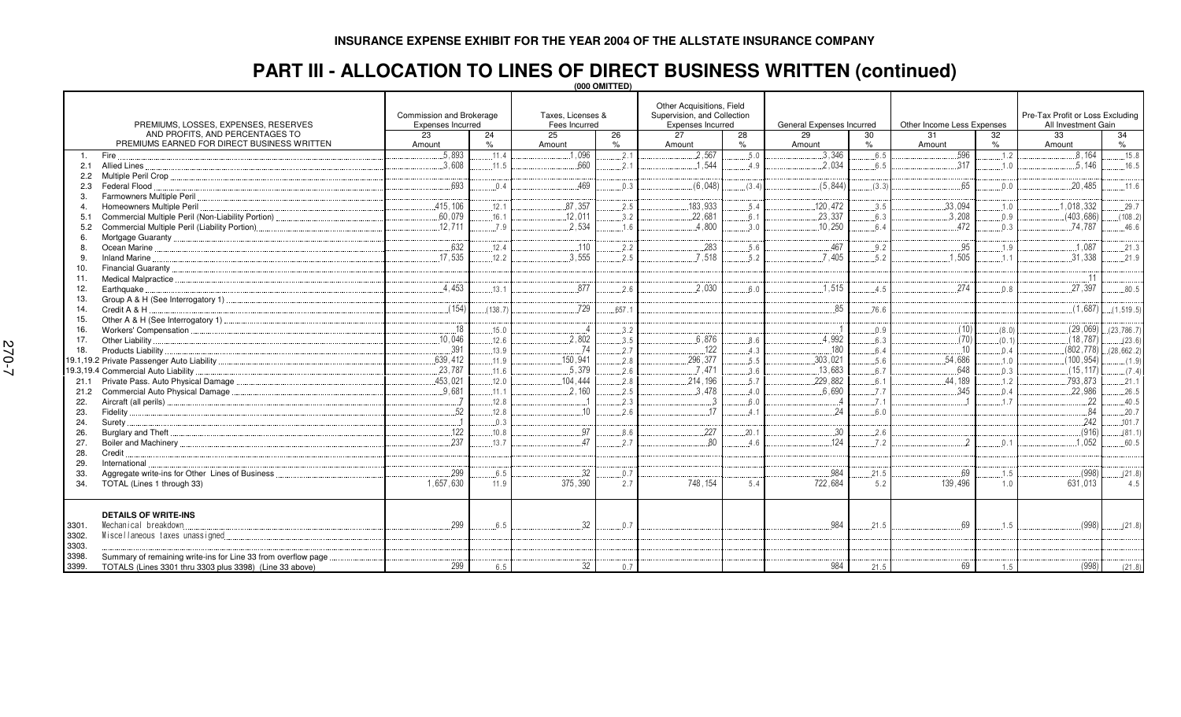**INSURANCE EXPENSE EXHIBIT FOR THE YEAR 2004 OF THE ALLSTATE INSURANCE COMPANY**

# PART III - ALLOCATION TO LINES OF DIRECT BUSINESS WRITTEN (continued)

**(000 OMITTED)**

| PREMIUMS, LOSSES, EXPENSES, RESERVES AND PROFITS, AND PERCENTAGES TO PREMIUMS EARNED FOR DIRECT BUSINESS WRITTEN | Commission and Brokerage Expenses Incurred | | Taxes, Licenses & Fees Incurred | | Other Acquisitions, Field Supervision, and Collection Expenses Incurred | | General Expenses Incurred | | Other Income Less Expenses | | Pre-Tax Profit or Loss Excluding All Investment Gain | |
|---|---|---|---|---|---|---|---|---|---|---|---|---|
| | 23 Amount | 24 % | 25 Amount | 26 % | 27 Amount | 28 % | 29 Amount | 30 % | 31 Amount | 32 % | 33 Amount | 34 % |
| 1. Fire | 5,893 | 11.4 | 1,096 | 2.1 | 2,567 | 5.0 | 3,346 | 6.5 | 596 | 1.2 | 8,164 | 15.8 |
| 2.1 Allied Lines | 3,608 | 11.5 | 660 | 2.1 | 1,544 | 4.9 | 2,034 | 6.5 | 317 | 1.0 | 5,146 | 16.5 |
| 2.2 Multiple Peril Crop | | | | | | | | | | | | |
| 2.3 Federal Flood | 693 | 0.4 | 469 | 0.3 | (6,048) | (3.4) | (5,844) | (3.3) | 65 | 0.0 | 20,485 | 11.6 |
| 3. Farmowners Multiple Peril | | | | | | | | | | | | |
| 4. Homeowners Multiple Peril | 415,106 | 12.1 | 87,357 | 2.5 | 183,933 | 5.4 | 120,472 | 3.5 | 33,094 | 1.0 | 1,018,332 | 29.7 |
| 5.1 Commercial Multiple Peril (Non-Liability Portion) | 60,079 | 16.1 | 12,011 | 3.2 | 22,681 | 6.1 | 23,337 | 6.3 | 3,208 | 0.9 | (403,686) | (108.2) |
| 5.2 Commercial Multiple Peril (Liability Portion) | 12,711 | 7.9 | 2,534 | 1.6 | 4,800 | 3.0 | 10,250 | 6.4 | 472 | 0.3 | 74,787 | 46.6 |
| 6. Mortgage Guaranty | | | | | | | | | | | | |
| 8. Ocean Marine | 632 | 12.4 | 110 | 2.2 | 283 | 5.6 | 467 | 9.2 | 95 | 1.9 | 1,087 | 21.3 |
| 9. Inland Marine | 17,535 | 12.2 | 3,555 | 2.5 | 7,518 | 5.2 | 7,405 | 5.2 | 1,505 | 1.1 | 31,338 | 21.9 |
| 10. Financial Guaranty | | | | | | | | | | | | |
| 11. Medical Malpractice | | | | | | | | | | | 11 | |
| 12. Earthquake | 4,453 | 13.1 | 877 | 2.6 | 2,030 | 6.0 | 1,515 | 4.5 | 274 | 0.8 | 27,397 | 80.5 |
| 13. Group A & H (See Interrogatory 1) | | | | | | | | | | | | |
| 14. Credit A & H | (154) | (138.7) | 729 | 657.1 | | | 85 | 76.6 | | | (1,687) | (1,519.5) |
| 15. Other A & H (See Interrogatory 1) | | | | | | | | | | | | |
| 16. Workers' Compensation | 18 | 15.0 | 4 | 3.2 | | | 1 | 0.9 | (10) | (8.0) | (29,069) | (23,786.7) |
| 17. Other Liability | 10,046 | 12.6 | 2,802 | 3.5 | 6,876 | 8.6 | 4,992 | 6.3 | (70) | (0.1) | (18,787) | (23.6) |
| 18. Products Liability | 391 | 13.9 | 74 | 2.7 | 122 | 4.3 | 180 | 6.4 | 10 | 0.4 | (802,778) | (28,662.2) |
| 19.1,19.2 Private Passenger Auto Liability | 639,412 | 11.9 | 150,941 | 2.8 | 296,377 | 5.5 | 303,021 | 5.6 | 54,686 | 1.0 | (100,954) | (1.9) |
| 19.3,19.4 Commercial Auto Liability | 23,787 | 11.6 | 5,379 | 2.6 | 7,471 | 3.6 | 13,683 | 6.7 | 648 | 0.3 | (15,117) | (7.4) |
| 21.1 Private Pass. Auto Physical Damage | 453,021 | 12.0 | 104,444 | 2.8 | 214,196 | 5.7 | 229,882 | 6.1 | 44,189 | 1.2 | 793,873 | 21.1 |
| 21.2 Commercial Auto Physical Damage | 9,681 | 11.1 | 2,160 | 2.5 | 3,478 | 4.0 | 6,690 | 7.7 | 345 | 0.4 | 22,986 | 26.5 |
| 22. Aircraft (all perils) | 7 | 12.8 | 1 | 2.3 | 3 | 6.0 | 4 | 7.1 | 1 | 1.7 | 22 | 40.5 |
| 23. Fidelity | 52 | 12.8 | 10 | 2.6 | 17 | 4.1 | 24 | 6.0 | | | 84 | 20.7 |
| 24. Surety | 1 | 0.3 | | | | | | | | | 242 | 101.7 |
| 26. Burglary and Theft | 122 | 10.8 | 97 | 8.6 | 227 | 20.1 | 30 | 2.6 | | | (916) | (81.1) |
| 27. Boiler and Machinery | 237 | 13.7 | 47 | 2.7 | 80 | 4.6 | 124 | 7.2 | 2 | 0.1 | 1,052 | 60.5 |
| 28. Credit | | | | | | | | | | | | |
| 29. International | | | | | | | | | | | | |
| 33. Aggregate write-ins for Other Lines of Business | 299 | 6.5 | 32 | 0.7 | | | 984 | 21.5 | 69 | 1.5 | (998) | (21.8) |
| 34. TOTAL (Lines 1 through 33) | 1,657,630 | 11.9 | 375,390 | 2.7 | 748,154 | 5.4 | 722,684 | 5.2 | 139,496 | 1.0 | 631,013 | 4.5 |
| **DETAILS OF WRITE-INS** | | | | | | | | | | | | |
| 3301. Mechanical breakdown | 299 | 6.5 | 32 | 0.7 | | | 984 | 21.5 | 69 | 1.5 | (998) | (21.8) |
| 3302. Miscellaneous taxes unassigned | | | | | | | | | | | | |
| 3303. | | | | | | | | | | | | |
| 3398. Summary of remaining write-ins for Line 33 from overflow page | | | | | | | | | | | | |
| 3399. TOTALS (Lines 3301 thru 3303 plus 3398) (Line 33 above) | 299 | 6.5 | 32 | 0.7 | | | 984 | 21.5 | 69 | 1.5 | (998) | (21.8) |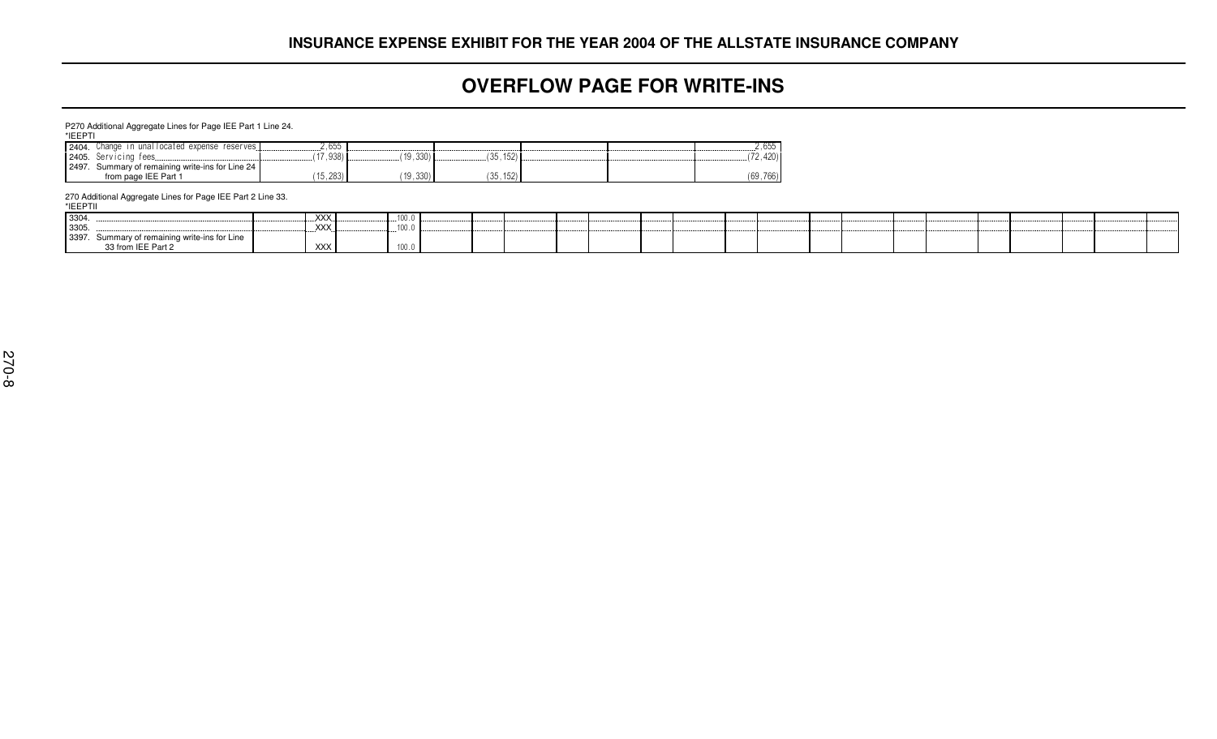# INSURANCE EXPENSE EXHIBIT FOR THE YEAR 2004 OF THE ALLSTATE INSURANCE COMPANY

## OVERFLOW PAGE FOR WRITE-INS

P270 Additional Aggregate Lines for Page IEE Part 1 Line 24.
*IEEPTI

| | | | | | | |
|---|---|---|---|---|---|---|
| 2404. Change in unallocated expense reserves | 2,655 | | | | | 2,655 |
| 2405. Servicing fees | (17,938) | (19,330) | (35,152) | | | (72,420) |
| 2497. Summary of remaining write-ins for Line 24 from page IEE Part 1 | (15,283) | (19,330) | (35,152) | | | (69,766) |

270 Additional Aggregate Lines for Page IEE Part 2 Line 33.
*IEEPTII

| | | | | | | | | | | | | | | | | | | | | | | | | |
|---|---|---|---|---|---|---|---|---|---|---|---|---|---|---|---|---|---|---|---|---|---|---|---|---|
| 3304. | | XXX | | 100.0 | | | | | | | | | | | | | | | | | | | | |
| 3305. | | XXX | | 100.0 | | | | | | | | | | | | | | | | | | | | |
| 3397. Summary of remaining write-ins for Line 33 from IEE Part 2 | | XXX | | 100.0 | | | | | | | | | | | | | | | | | | | | |